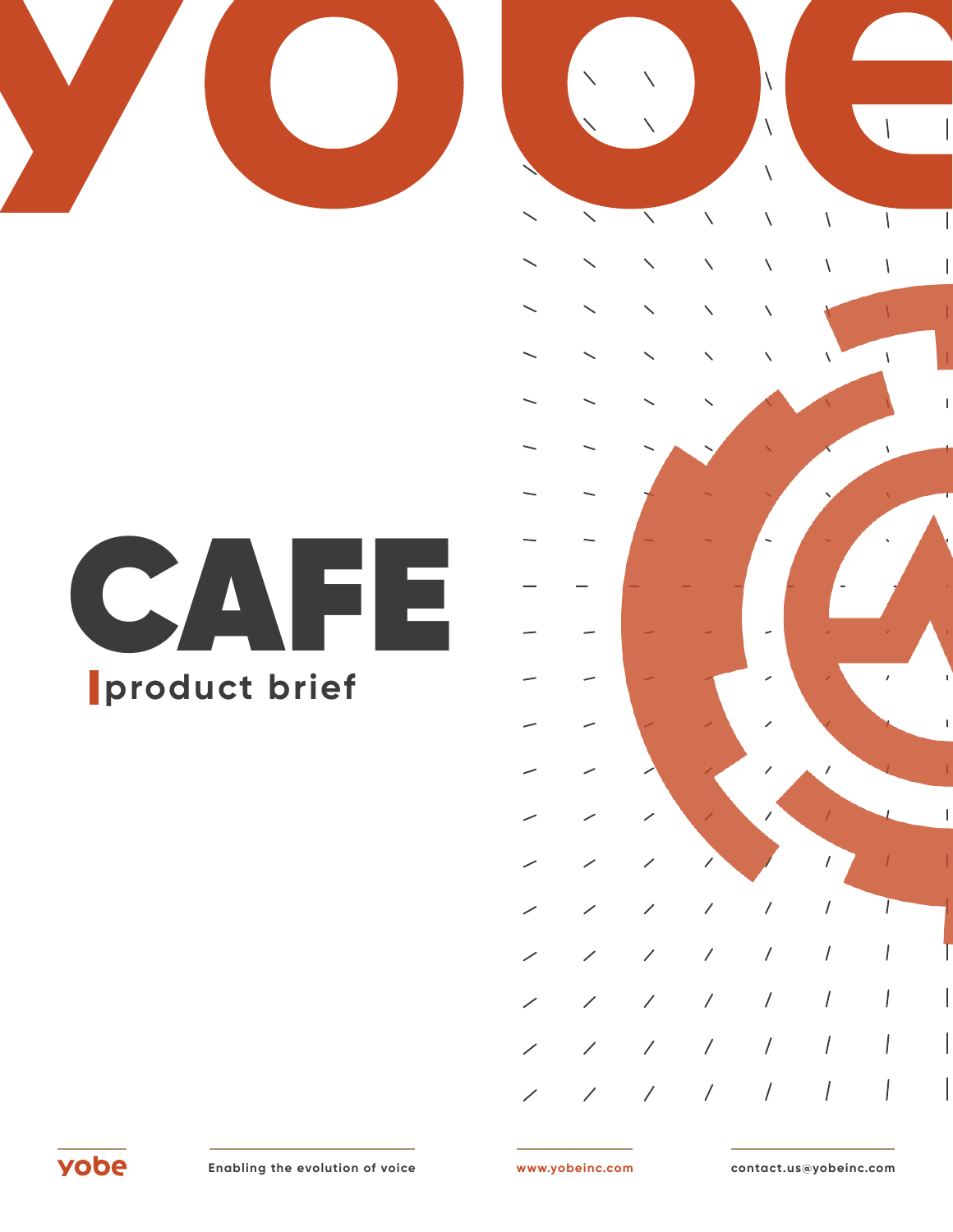# CAFE

**product brief**

yobe

**Enabling the evolution of voice**

**www.yobeinc.com**

**contact.us@yobeinc.com**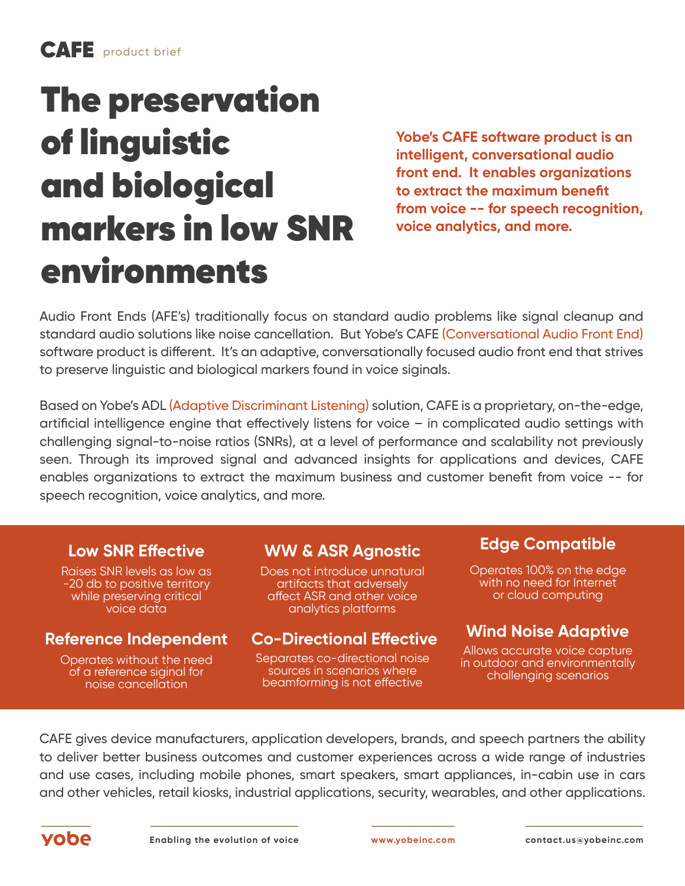**CAFE** product brief

# The preservation of linguistic and biological markers in low SNR environments

**Yobe's CAFE software product is an intelligent, conversational audio front end. It enables organizations to extract the maximum benefit from voice -- for speech recognition, voice analytics, and more.**

Audio Front Ends (AFE's) traditionally focus on standard audio problems like signal cleanup and standard audio solutions like noise cancellation. But Yobe's CAFE (Conversational Audio Front End) software product is different. It's an adaptive, conversationally focused audio front end that strives to preserve linguistic and biological markers found in voice signals.

Based on Yobe's ADL (Adaptive Discriminant Listening) solution, CAFE is a proprietary, on-the-edge, artificial intelligence engine that effectively listens for voice – in complicated audio settings with challenging signal-to-noise ratios (SNRs), at a level of performance and scalability not previously seen. Through its improved signal and advanced insights for applications and devices, CAFE enables organizations to extract the maximum business and customer benefit from voice -- for speech recognition, voice analytics, and more.

### Low SNR Effective

Raises SNR levels as low as -20 db to positive territory while preserving critical voice data

### WW & ASR Agnostic

Does not introduce unnatural artifacts that adversely affect ASR and other voice analytics platforms

### Edge Compatible

Operates 100% on the edge with no need for Internet or cloud computing

### Reference Independent

Operates without the need of a reference signal for noise cancellation

### Co-Directional Effective

Separates co-directional noise sources in scenarios where beamforming is not effective

### Wind Noise Adaptive

Allows accurate voice capture in outdoor and environmentally challenging scenarios

CAFE gives device manufacturers, application developers, brands, and speech partners the ability to deliver better business outcomes and customer experiences across a wide range of industries and use cases, including mobile phones, smart speakers, smart appliances, in-cabin use in cars and other vehicles, retail kiosks, industrial applications, security, wearables, and other applications.

yobe | Enabling the evolution of voice | www.yobeinc.com | contact.us@yobeinc.com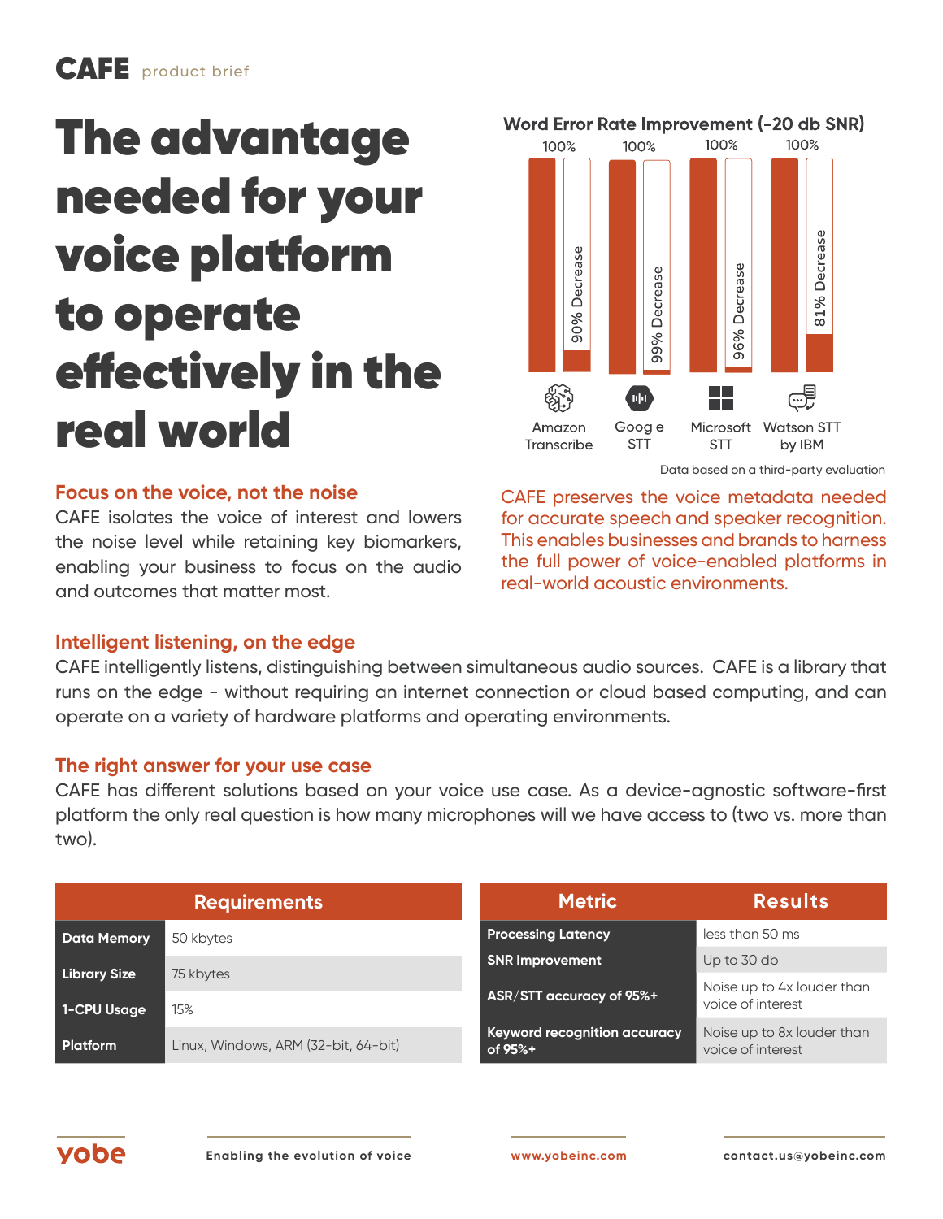**CAFE** product brief

# The advantage needed for your voice platform to operate effectively in the real world

**Word Error Rate Improvement (-20 db SNR)**

100% 100% 100% 100%

90% Decrease
99% Decrease
96% Decrease
81% Decrease

Amazon Transcribe
Google STT
Microsoft STT
Watson STT by IBM

Data based on a third-party evaluation

## Focus on the voice, not the noise

CAFE isolates the voice of interest and lowers the noise level while retaining key biomarkers, enabling your business to focus on the audio and outcomes that matter most.

CAFE preserves the voice metadata needed for accurate speech and speaker recognition. This enables businesses and brands to harness the full power of voice-enabled platforms in real-world acoustic environments.

## Intelligent listening, on the edge

CAFE intelligently listens, distinguishing between simultaneous audio sources. CAFE is a library that runs on the edge - without requiring an internet connection or cloud based computing, and can operate on a variety of hardware platforms and operating environments.

## The right answer for your use case

CAFE has different solutions based on your voice use case. As a device-agnostic software-first platform the only real question is how many microphones will we have access to (two vs. more than two).

| Requirements | |
|---|---|
| **Data Memory** | 50 kbytes |
| **Library Size** | 75 kbytes |
| **1-CPU Usage** | 15% |
| **Platform** | Linux, Windows, ARM (32-bit, 64-bit) |

| Metric | Results |
|---|---|
| **Processing Latency** | less than 50 ms |
| **SNR Improvement** | Up to 30 db |
| **ASR/STT accuracy of 95%+** | Noise up to 4x louder than voice of interest |
| **Keyword recognition accuracy of 95%+** | Noise up to 8x louder than voice of interest |

yobe | Enabling the evolution of voice | www.yobeinc.com | contact.us@yobeinc.com